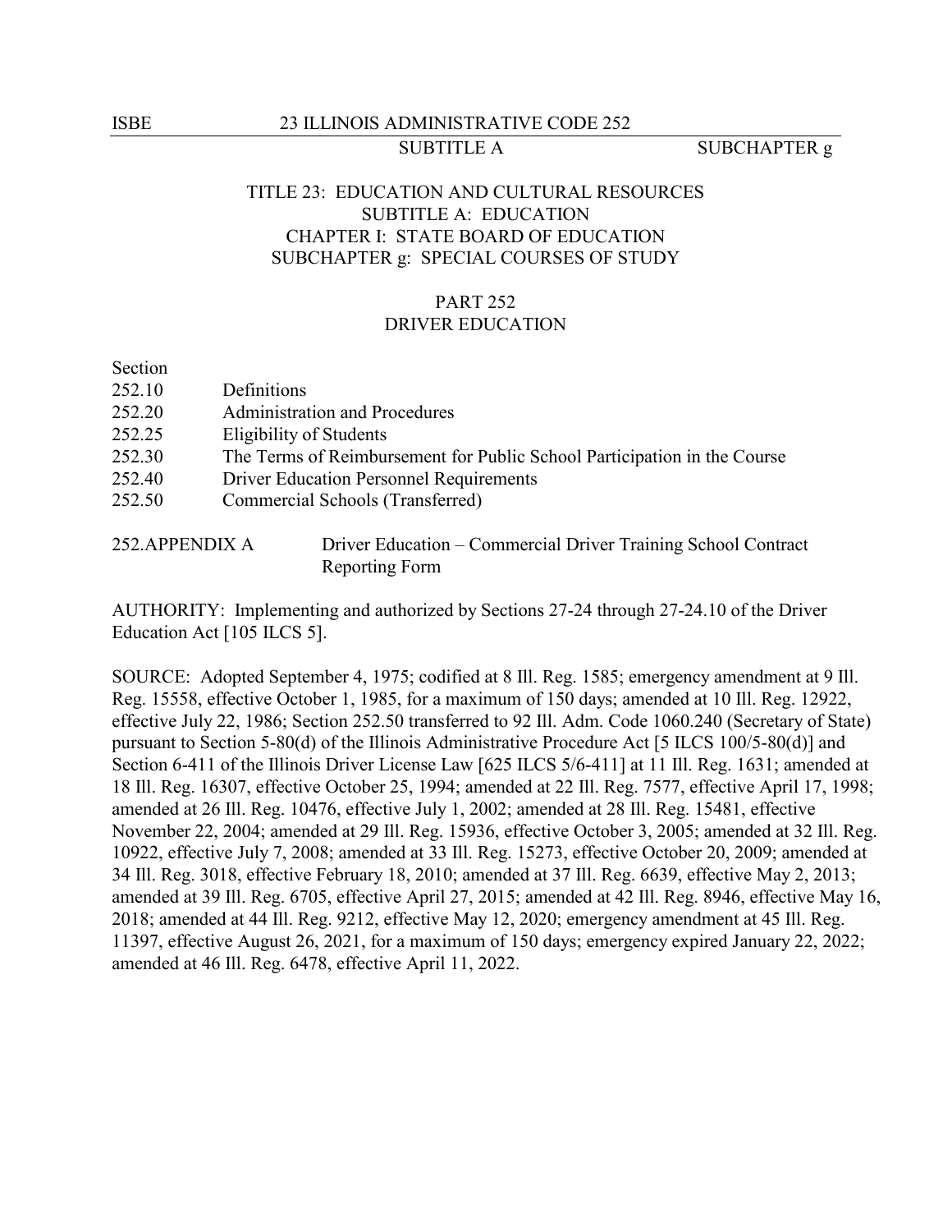TITLE 23: EDUCATION AND CULTURAL RESOURCES
SUBTITLE A: EDUCATION
CHAPTER I: STATE BOARD OF EDUCATION
SUBCHAPTER g: SPECIAL COURSES OF STUDY

# PART 252
# DRIVER EDUCATION

| Section | |
|---|---|
| 252.10 | Definitions |
| 252.20 | Administration and Procedures |
| 252.25 | Eligibility of Students |
| 252.30 | The Terms of Reimbursement for Public School Participation in the Course |
| 252.40 | Driver Education Personnel Requirements |
| 252.50 | Commercial Schools (Transferred) |
| 252.APPENDIX A | Driver Education – Commercial Driver Training School Contract Reporting Form |

AUTHORITY: Implementing and authorized by Sections 27-24 through 27-24.10 of the Driver Education Act [105 ILCS 5].

SOURCE: Adopted September 4, 1975; codified at 8 Ill. Reg. 1585; emergency amendment at 9 Ill. Reg. 15558, effective October 1, 1985, for a maximum of 150 days; amended at 10 Ill. Reg. 12922, effective July 22, 1986; Section 252.50 transferred to 92 Ill. Adm. Code 1060.240 (Secretary of State) pursuant to Section 5-80(d) of the Illinois Administrative Procedure Act [5 ILCS 100/5-80(d)] and Section 6-411 of the Illinois Driver License Law [625 ILCS 5/6-411] at 11 Ill. Reg. 1631; amended at 18 Ill. Reg. 16307, effective October 25, 1994; amended at 22 Ill. Reg. 7577, effective April 17, 1998; amended at 26 Ill. Reg. 10476, effective July 1, 2002; amended at 28 Ill. Reg. 15481, effective November 22, 2004; amended at 29 Ill. Reg. 15936, effective October 3, 2005; amended at 32 Ill. Reg. 10922, effective July 7, 2008; amended at 33 Ill. Reg. 15273, effective October 20, 2009; amended at 34 Ill. Reg. 3018, effective February 18, 2010; amended at 37 Ill. Reg. 6639, effective May 2, 2013; amended at 39 Ill. Reg. 6705, effective April 27, 2015; amended at 42 Ill. Reg. 8946, effective May 16, 2018; amended at 44 Ill. Reg. 9212, effective May 12, 2020; emergency amendment at 45 Ill. Reg. 11397, effective August 26, 2021, for a maximum of 150 days; emergency expired January 22, 2022; amended at 46 Ill. Reg. 6478, effective April 11, 2022.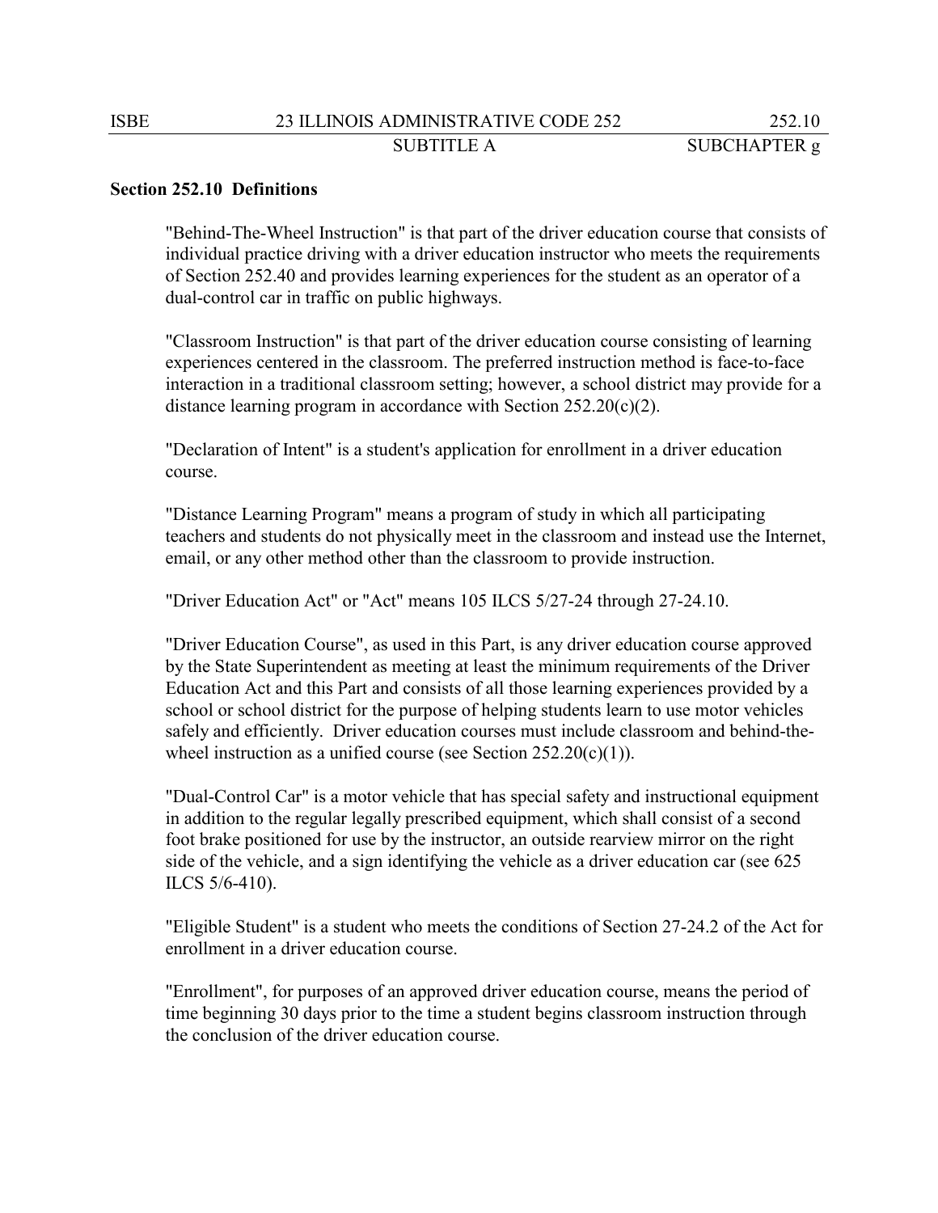**Section 252.10 Definitions**

"Behind-The-Wheel Instruction" is that part of the driver education course that consists of individual practice driving with a driver education instructor who meets the requirements of Section 252.40 and provides learning experiences for the student as an operator of a dual-control car in traffic on public highways.

"Classroom Instruction" is that part of the driver education course consisting of learning experiences centered in the classroom. The preferred instruction method is face-to-face interaction in a traditional classroom setting; however, a school district may provide for a distance learning program in accordance with Section 252.20(c)(2).

"Declaration of Intent" is a student's application for enrollment in a driver education course.

"Distance Learning Program" means a program of study in which all participating teachers and students do not physically meet in the classroom and instead use the Internet, email, or any other method other than the classroom to provide instruction.

"Driver Education Act" or "Act" means 105 ILCS 5/27-24 through 27-24.10.

"Driver Education Course", as used in this Part, is any driver education course approved by the State Superintendent as meeting at least the minimum requirements of the Driver Education Act and this Part and consists of all those learning experiences provided by a school or school district for the purpose of helping students learn to use motor vehicles safely and efficiently. Driver education courses must include classroom and behind-the-wheel instruction as a unified course (see Section 252.20(c)(1)).

"Dual-Control Car" is a motor vehicle that has special safety and instructional equipment in addition to the regular legally prescribed equipment, which shall consist of a second foot brake positioned for use by the instructor, an outside rearview mirror on the right side of the vehicle, and a sign identifying the vehicle as a driver education car (see 625 ILCS 5/6-410).

"Eligible Student" is a student who meets the conditions of Section 27-24.2 of the Act for enrollment in a driver education course.

"Enrollment", for purposes of an approved driver education course, means the period of time beginning 30 days prior to the time a student begins classroom instruction through the conclusion of the driver education course.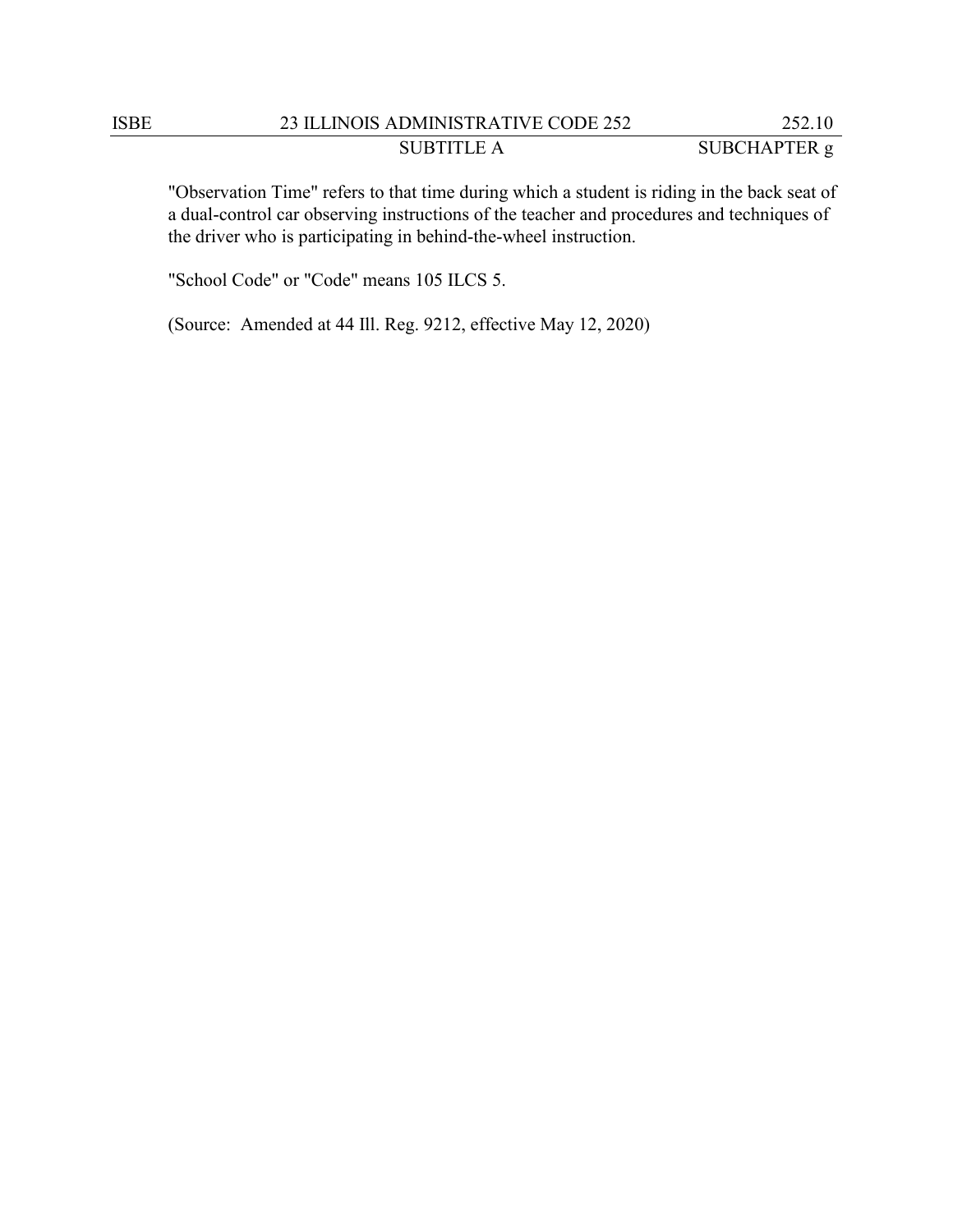"Observation Time" refers to that time during which a student is riding in the back seat of a dual-control car observing instructions of the teacher and procedures and techniques of the driver who is participating in behind-the-wheel instruction.

"School Code" or "Code" means 105 ILCS 5.

(Source: Amended at 44 Ill. Reg. 9212, effective May 12, 2020)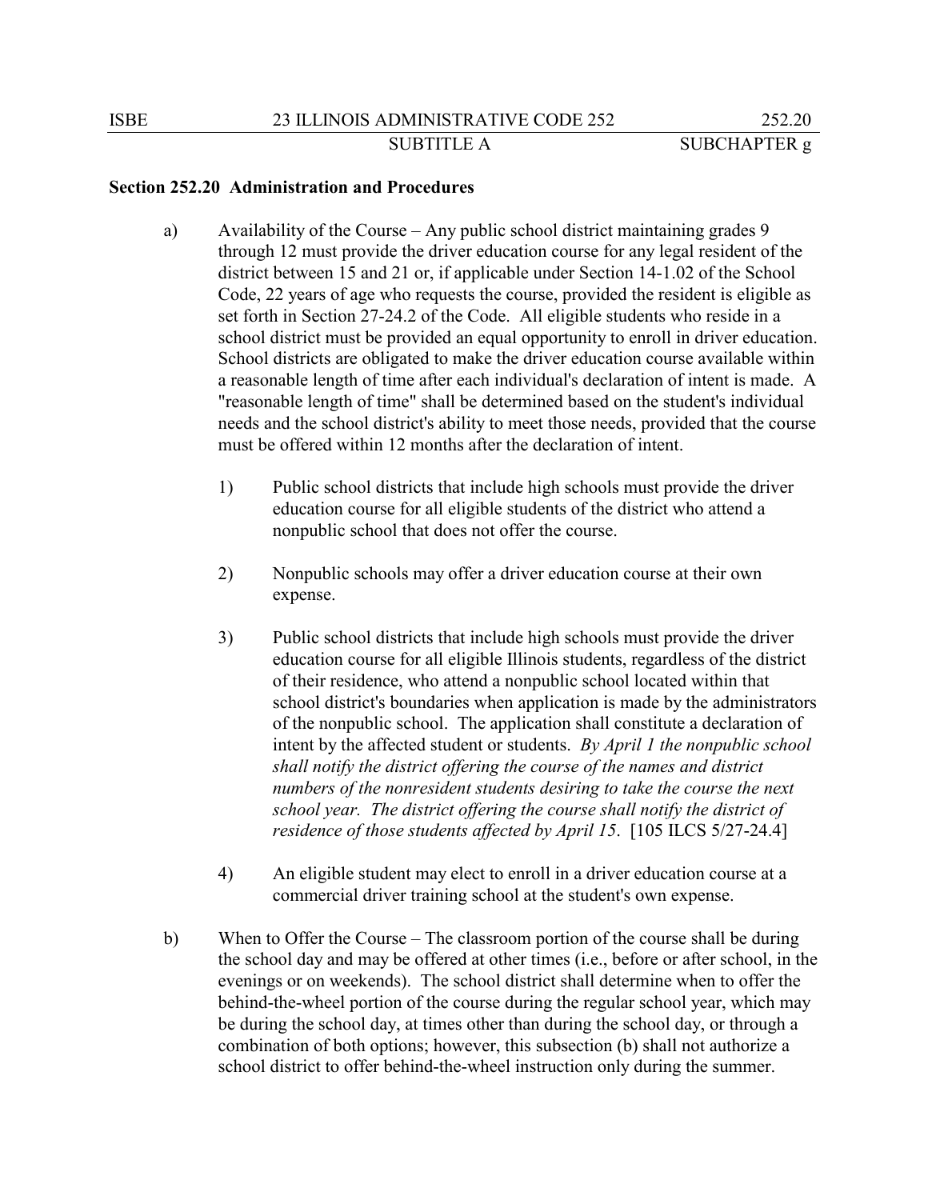**Section 252.20 Administration and Procedures**

a) Availability of the Course – Any public school district maintaining grades 9 through 12 must provide the driver education course for any legal resident of the district between 15 and 21 or, if applicable under Section 14-1.02 of the School Code, 22 years of age who requests the course, provided the resident is eligible as set forth in Section 27-24.2 of the Code. All eligible students who reside in a school district must be provided an equal opportunity to enroll in driver education. School districts are obligated to make the driver education course available within a reasonable length of time after each individual's declaration of intent is made. A "reasonable length of time" shall be determined based on the student's individual needs and the school district's ability to meet those needs, provided that the course must be offered within 12 months after the declaration of intent.

1) Public school districts that include high schools must provide the driver education course for all eligible students of the district who attend a nonpublic school that does not offer the course.

2) Nonpublic schools may offer a driver education course at their own expense.

3) Public school districts that include high schools must provide the driver education course for all eligible Illinois students, regardless of the district of their residence, who attend a nonpublic school located within that school district's boundaries when application is made by the administrators of the nonpublic school. The application shall constitute a declaration of intent by the affected student or students. *By April 1 the nonpublic school shall notify the district offering the course of the names and district numbers of the nonresident students desiring to take the course the next school year. The district offering the course shall notify the district of residence of those students affected by April 15*. [105 ILCS 5/27-24.4]

4) An eligible student may elect to enroll in a driver education course at a commercial driver training school at the student's own expense.

b) When to Offer the Course – The classroom portion of the course shall be during the school day and may be offered at other times (i.e., before or after school, in the evenings or on weekends). The school district shall determine when to offer the behind-the-wheel portion of the course during the regular school year, which may be during the school day, at times other than during the school day, or through a combination of both options; however, this subsection (b) shall not authorize a school district to offer behind-the-wheel instruction only during the summer.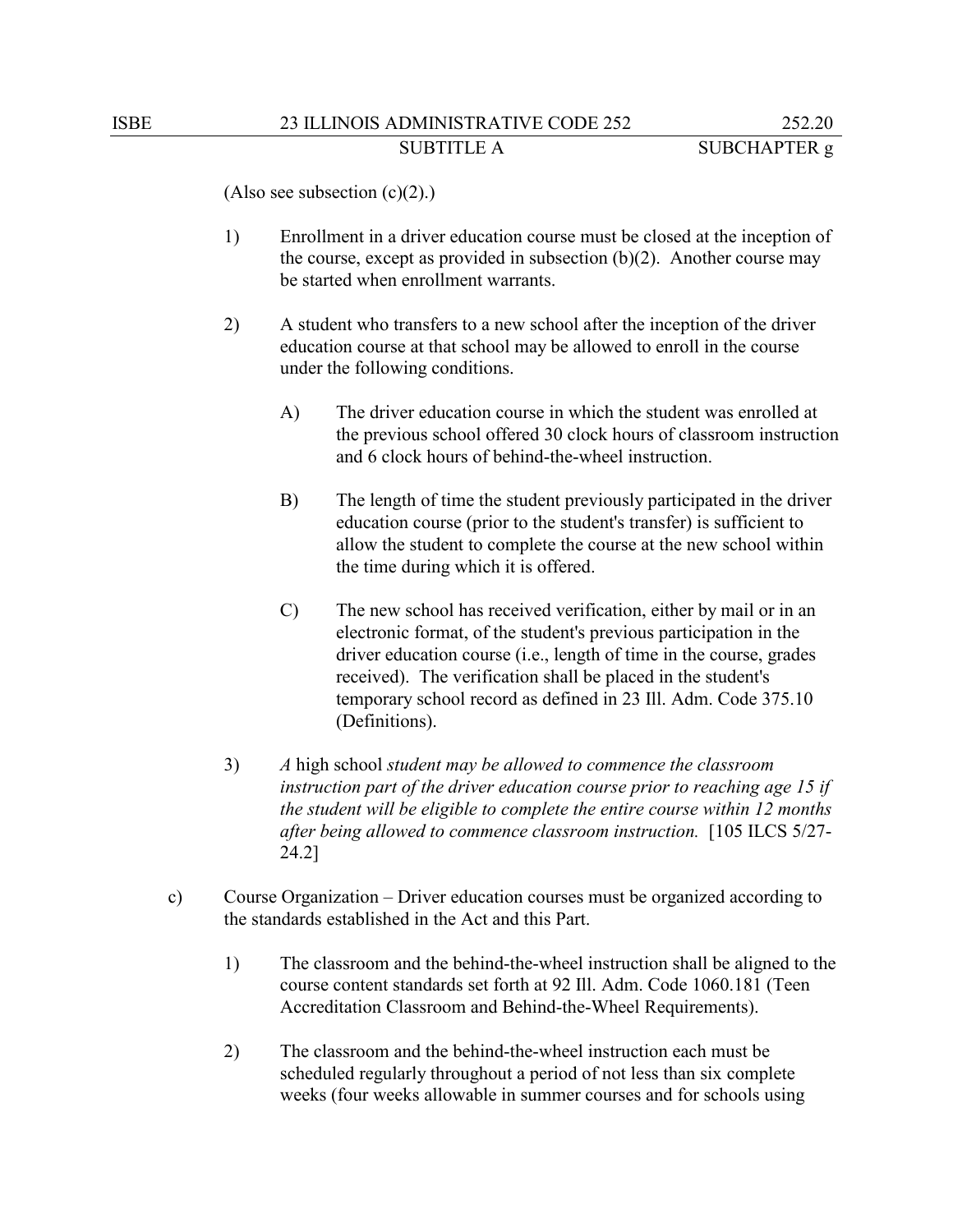(Also see subsection (c)(2).)

1) Enrollment in a driver education course must be closed at the inception of the course, except as provided in subsection (b)(2). Another course may be started when enrollment warrants.

2) A student who transfers to a new school after the inception of the driver education course at that school may be allowed to enroll in the course under the following conditions.

   A) The driver education course in which the student was enrolled at the previous school offered 30 clock hours of classroom instruction and 6 clock hours of behind-the-wheel instruction.

   B) The length of time the student previously participated in the driver education course (prior to the student's transfer) is sufficient to allow the student to complete the course at the new school within the time during which it is offered.

   C) The new school has received verification, either by mail or in an electronic format, of the student's previous participation in the driver education course (i.e., length of time in the course, grades received). The verification shall be placed in the student's temporary school record as defined in 23 Ill. Adm. Code 375.10 (Definitions).

3) *A* high school *student may be allowed to commence the classroom instruction part of the driver education course prior to reaching age 15 if the student will be eligible to complete the entire course within 12 months after being allowed to commence classroom instruction.* [105 ILCS 5/27-24.2]

c) Course Organization – Driver education courses must be organized according to the standards established in the Act and this Part.

1) The classroom and the behind-the-wheel instruction shall be aligned to the course content standards set forth at 92 Ill. Adm. Code 1060.181 (Teen Accreditation Classroom and Behind-the-Wheel Requirements).

2) The classroom and the behind-the-wheel instruction each must be scheduled regularly throughout a period of not less than six complete weeks (four weeks allowable in summer courses and for schools using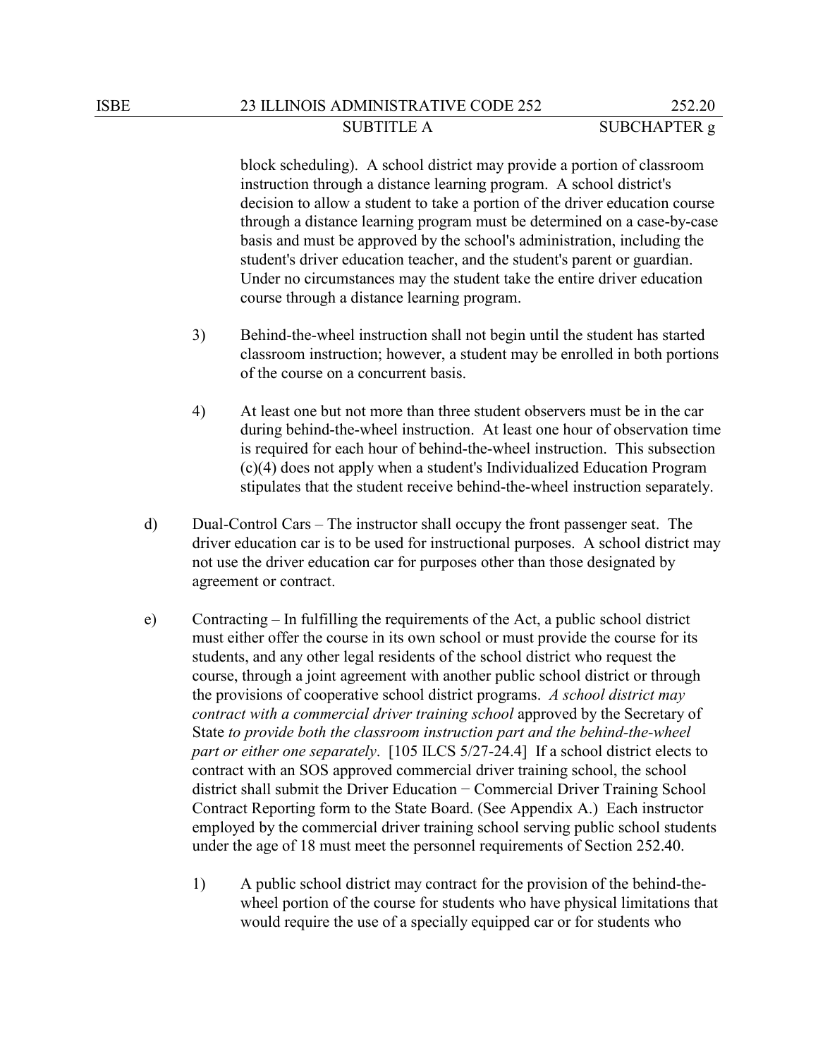block scheduling). A school district may provide a portion of classroom instruction through a distance learning program. A school district's decision to allow a student to take a portion of the driver education course through a distance learning program must be determined on a case-by-case basis and must be approved by the school's administration, including the student's driver education teacher, and the student's parent or guardian. Under no circumstances may the student take the entire driver education course through a distance learning program.

3) Behind-the-wheel instruction shall not begin until the student has started classroom instruction; however, a student may be enrolled in both portions of the course on a concurrent basis.

4) At least one but not more than three student observers must be in the car during behind-the-wheel instruction. At least one hour of observation time is required for each hour of behind-the-wheel instruction. This subsection (c)(4) does not apply when a student's Individualized Education Program stipulates that the student receive behind-the-wheel instruction separately.

d) Dual-Control Cars – The instructor shall occupy the front passenger seat. The driver education car is to be used for instructional purposes. A school district may not use the driver education car for purposes other than those designated by agreement or contract.

e) Contracting – In fulfilling the requirements of the Act, a public school district must either offer the course in its own school or must provide the course for its students, and any other legal residents of the school district who request the course, through a joint agreement with another public school district or through the provisions of cooperative school district programs. *A school district may contract with a commercial driver training school* approved by the Secretary of State *to provide both the classroom instruction part and the behind-the-wheel part or either one separately*. [105 ILCS 5/27-24.4] If a school district elects to contract with an SOS approved commercial driver training school, the school district shall submit the Driver Education − Commercial Driver Training School Contract Reporting form to the State Board. (See Appendix A.) Each instructor employed by the commercial driver training school serving public school students under the age of 18 must meet the personnel requirements of Section 252.40.

1) A public school district may contract for the provision of the behind-the-wheel portion of the course for students who have physical limitations that would require the use of a specially equipped car or for students who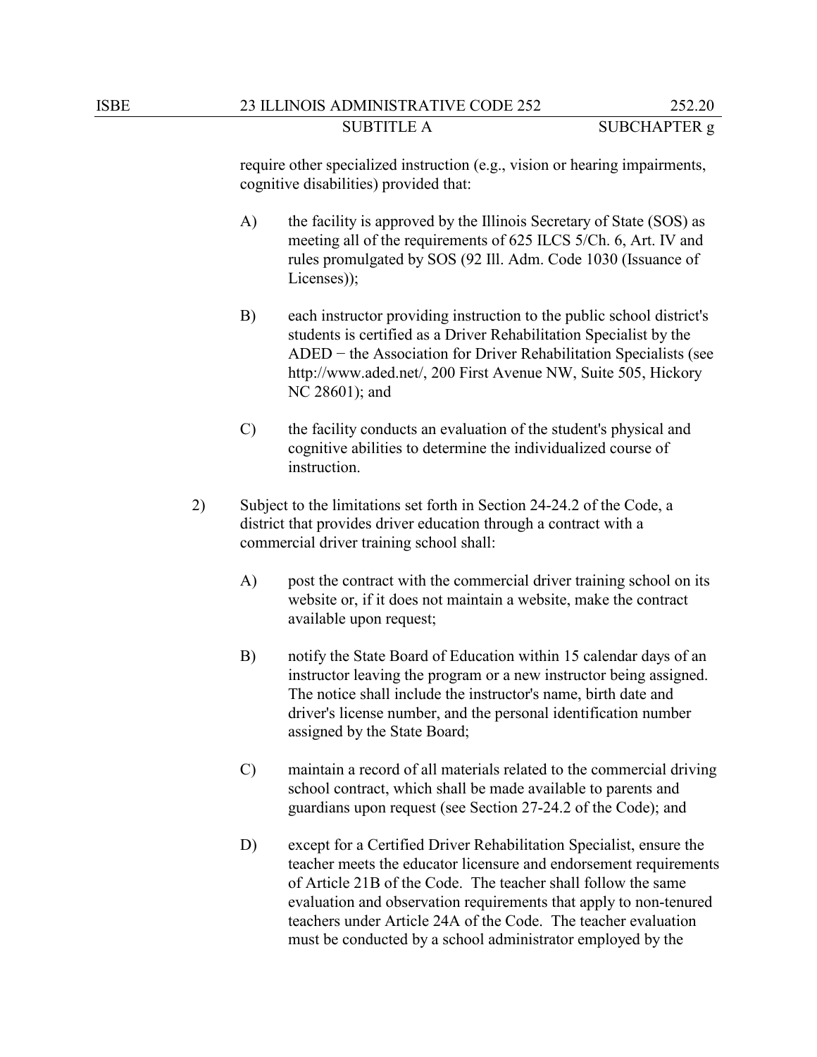require other specialized instruction (e.g., vision or hearing impairments, cognitive disabilities) provided that:

A) the facility is approved by the Illinois Secretary of State (SOS) as meeting all of the requirements of 625 ILCS 5/Ch. 6, Art. IV and rules promulgated by SOS (92 Ill. Adm. Code 1030 (Issuance of Licenses));

B) each instructor providing instruction to the public school district's students is certified as a Driver Rehabilitation Specialist by the ADED − the Association for Driver Rehabilitation Specialists (see http://www.aded.net/, 200 First Avenue NW, Suite 505, Hickory NC 28601); and

C) the facility conducts an evaluation of the student's physical and cognitive abilities to determine the individualized course of instruction.

2) Subject to the limitations set forth in Section 24-24.2 of the Code, a district that provides driver education through a contract with a commercial driver training school shall:

A) post the contract with the commercial driver training school on its website or, if it does not maintain a website, make the contract available upon request;

B) notify the State Board of Education within 15 calendar days of an instructor leaving the program or a new instructor being assigned. The notice shall include the instructor's name, birth date and driver's license number, and the personal identification number assigned by the State Board;

C) maintain a record of all materials related to the commercial driving school contract, which shall be made available to parents and guardians upon request (see Section 27-24.2 of the Code); and

D) except for a Certified Driver Rehabilitation Specialist, ensure the teacher meets the educator licensure and endorsement requirements of Article 21B of the Code. The teacher shall follow the same evaluation and observation requirements that apply to non-tenured teachers under Article 24A of the Code. The teacher evaluation must be conducted by a school administrator employed by the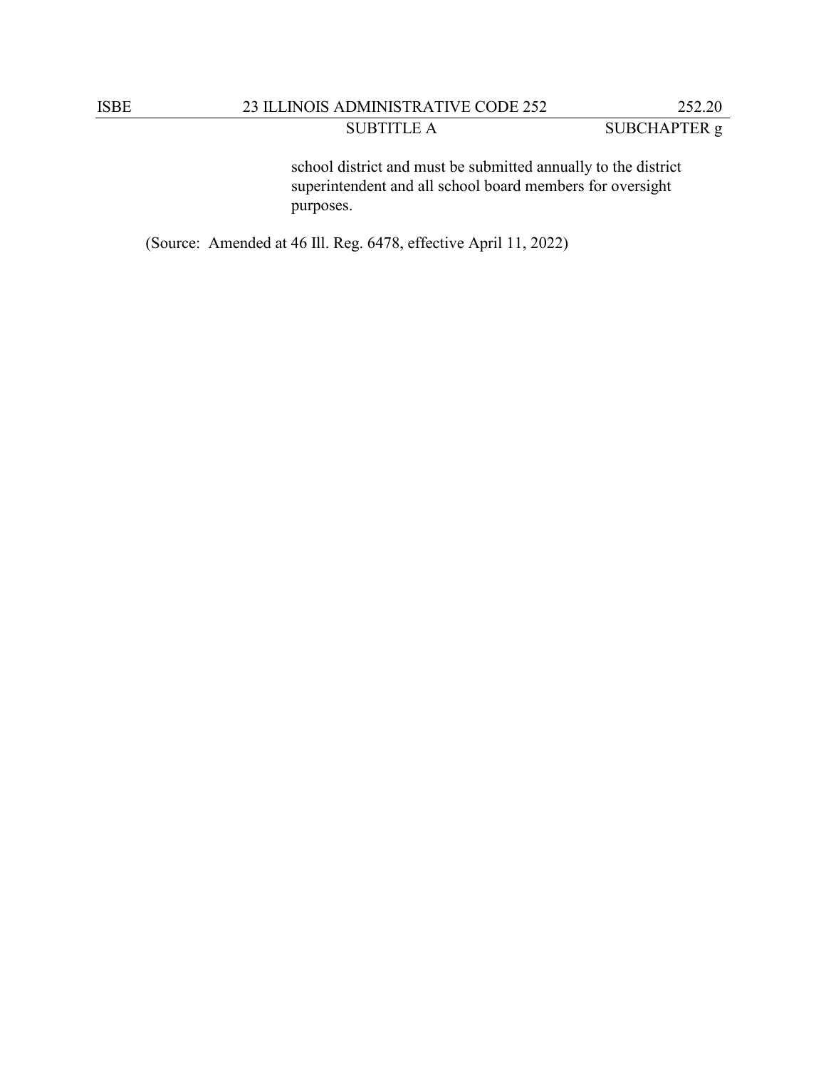school district and must be submitted annually to the district superintendent and all school board members for oversight purposes.

(Source: Amended at 46 Ill. Reg. 6478, effective April 11, 2022)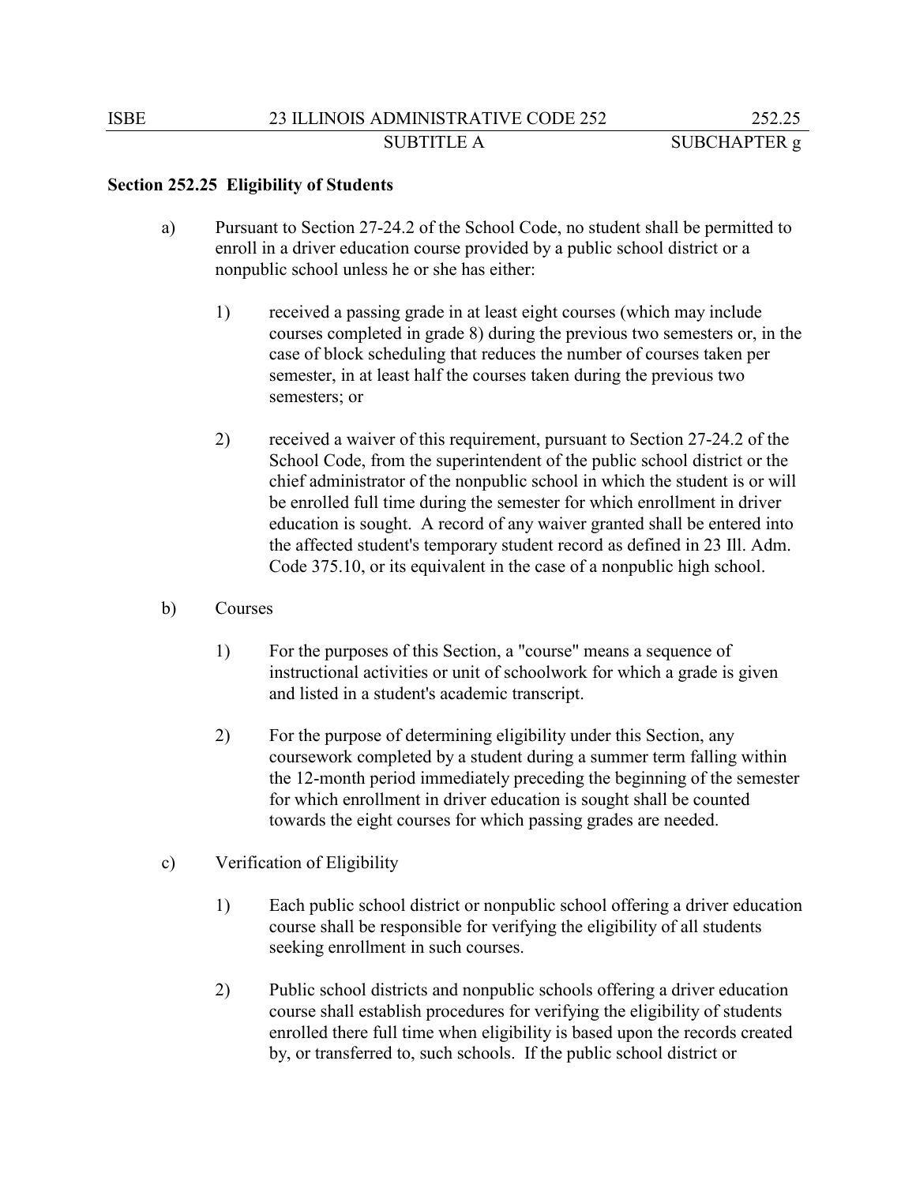**Section 252.25 Eligibility of Students**

a) Pursuant to Section 27-24.2 of the School Code, no student shall be permitted to enroll in a driver education course provided by a public school district or a nonpublic school unless he or she has either:

1) received a passing grade in at least eight courses (which may include courses completed in grade 8) during the previous two semesters or, in the case of block scheduling that reduces the number of courses taken per semester, in at least half the courses taken during the previous two semesters; or

2) received a waiver of this requirement, pursuant to Section 27-24.2 of the School Code, from the superintendent of the public school district or the chief administrator of the nonpublic school in which the student is or will be enrolled full time during the semester for which enrollment in driver education is sought. A record of any waiver granted shall be entered into the affected student's temporary student record as defined in 23 Ill. Adm. Code 375.10, or its equivalent in the case of a nonpublic high school.

b) Courses

1) For the purposes of this Section, a "course" means a sequence of instructional activities or unit of schoolwork for which a grade is given and listed in a student's academic transcript.

2) For the purpose of determining eligibility under this Section, any coursework completed by a student during a summer term falling within the 12-month period immediately preceding the beginning of the semester for which enrollment in driver education is sought shall be counted towards the eight courses for which passing grades are needed.

c) Verification of Eligibility

1) Each public school district or nonpublic school offering a driver education course shall be responsible for verifying the eligibility of all students seeking enrollment in such courses.

2) Public school districts and nonpublic schools offering a driver education course shall establish procedures for verifying the eligibility of students enrolled there full time when eligibility is based upon the records created by, or transferred to, such schools. If the public school district or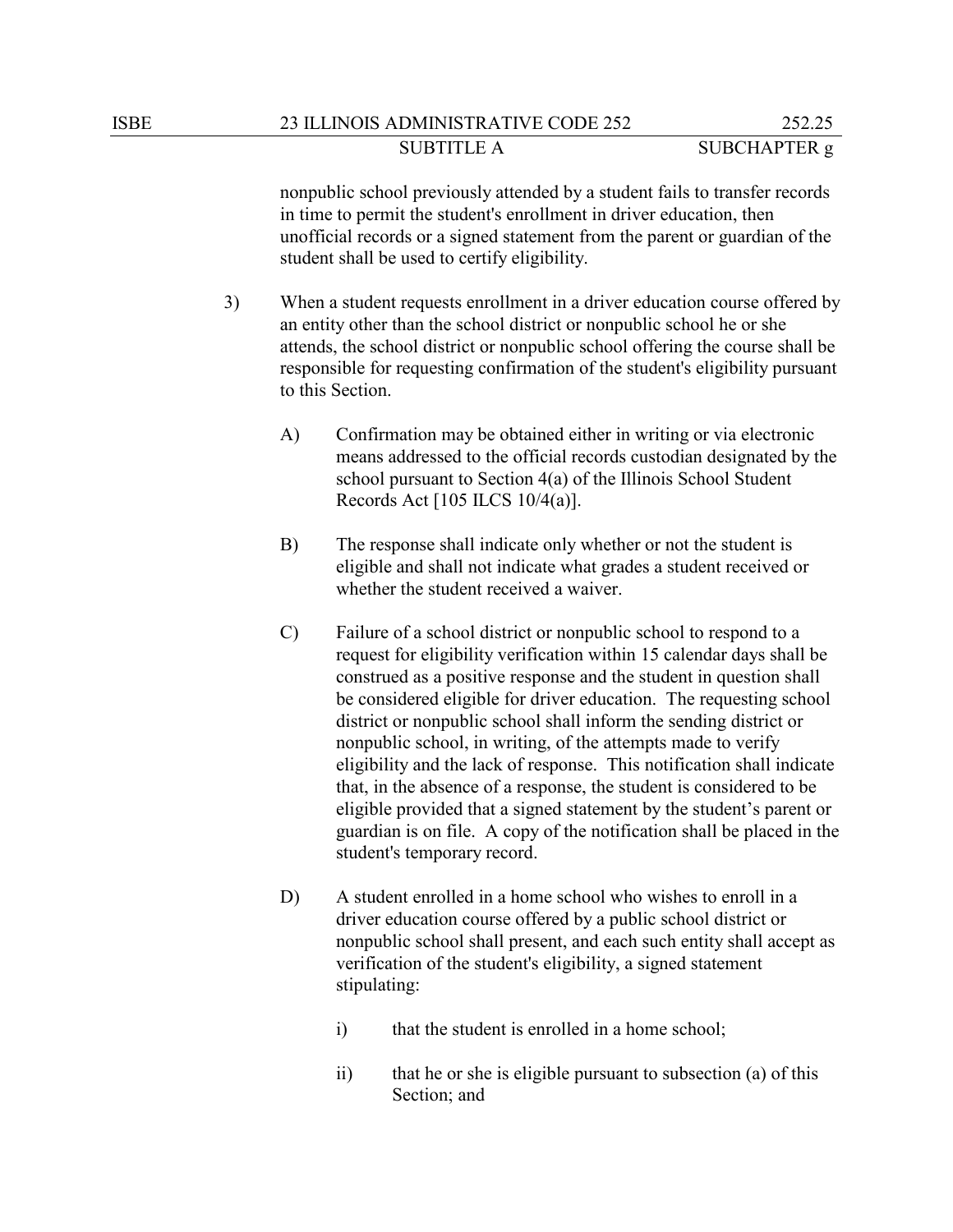nonpublic school previously attended by a student fails to transfer records in time to permit the student's enrollment in driver education, then unofficial records or a signed statement from the parent or guardian of the student shall be used to certify eligibility.

3) When a student requests enrollment in a driver education course offered by an entity other than the school district or nonpublic school he or she attends, the school district or nonpublic school offering the course shall be responsible for requesting confirmation of the student's eligibility pursuant to this Section.

   A) Confirmation may be obtained either in writing or via electronic means addressed to the official records custodian designated by the school pursuant to Section 4(a) of the Illinois School Student Records Act [105 ILCS 10/4(a)].

   B) The response shall indicate only whether or not the student is eligible and shall not indicate what grades a student received or whether the student received a waiver.

   C) Failure of a school district or nonpublic school to respond to a request for eligibility verification within 15 calendar days shall be construed as a positive response and the student in question shall be considered eligible for driver education. The requesting school district or nonpublic school shall inform the sending district or nonpublic school, in writing, of the attempts made to verify eligibility and the lack of response. This notification shall indicate that, in the absence of a response, the student is considered to be eligible provided that a signed statement by the student's parent or guardian is on file. A copy of the notification shall be placed in the student's temporary record.

   D) A student enrolled in a home school who wishes to enroll in a driver education course offered by a public school district or nonpublic school shall present, and each such entity shall accept as verification of the student's eligibility, a signed statement stipulating:

      i) that the student is enrolled in a home school;

      ii) that he or she is eligible pursuant to subsection (a) of this Section; and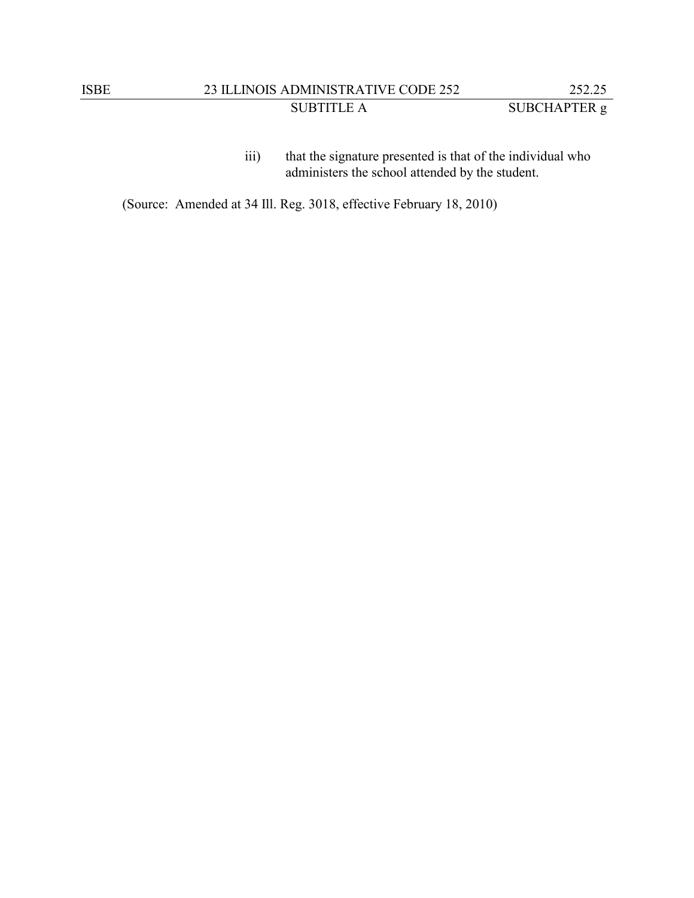iii) that the signature presented is that of the individual who administers the school attended by the student.

(Source: Amended at 34 Ill. Reg. 3018, effective February 18, 2010)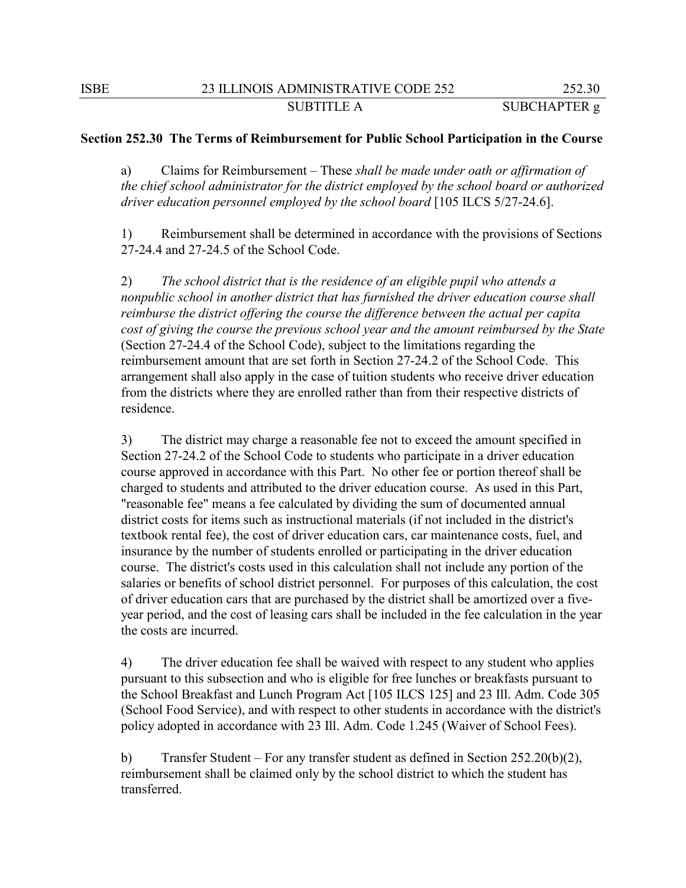**Section 252.30 The Terms of Reimbursement for Public School Participation in the Course**

a) Claims for Reimbursement – These *shall be made under oath or affirmation of the chief school administrator for the district employed by the school board or authorized driver education personnel employed by the school board* [105 ILCS 5/27-24.6].

1) Reimbursement shall be determined in accordance with the provisions of Sections 27-24.4 and 27-24.5 of the School Code.

2) *The school district that is the residence of an eligible pupil who attends a nonpublic school in another district that has furnished the driver education course shall reimburse the district offering the course the difference between the actual per capita cost of giving the course the previous school year and the amount reimbursed by the State* (Section 27-24.4 of the School Code), subject to the limitations regarding the reimbursement amount that are set forth in Section 27-24.2 of the School Code. This arrangement shall also apply in the case of tuition students who receive driver education from the districts where they are enrolled rather than from their respective districts of residence.

3) The district may charge a reasonable fee not to exceed the amount specified in Section 27-24.2 of the School Code to students who participate in a driver education course approved in accordance with this Part. No other fee or portion thereof shall be charged to students and attributed to the driver education course. As used in this Part, "reasonable fee" means a fee calculated by dividing the sum of documented annual district costs for items such as instructional materials (if not included in the district's textbook rental fee), the cost of driver education cars, car maintenance costs, fuel, and insurance by the number of students enrolled or participating in the driver education course. The district's costs used in this calculation shall not include any portion of the salaries or benefits of school district personnel. For purposes of this calculation, the cost of driver education cars that are purchased by the district shall be amortized over a five-year period, and the cost of leasing cars shall be included in the fee calculation in the year the costs are incurred.

4) The driver education fee shall be waived with respect to any student who applies pursuant to this subsection and who is eligible for free lunches or breakfasts pursuant to the School Breakfast and Lunch Program Act [105 ILCS 125] and 23 Ill. Adm. Code 305 (School Food Service), and with respect to other students in accordance with the district's policy adopted in accordance with 23 Ill. Adm. Code 1.245 (Waiver of School Fees).

b) Transfer Student – For any transfer student as defined in Section 252.20(b)(2), reimbursement shall be claimed only by the school district to which the student has transferred.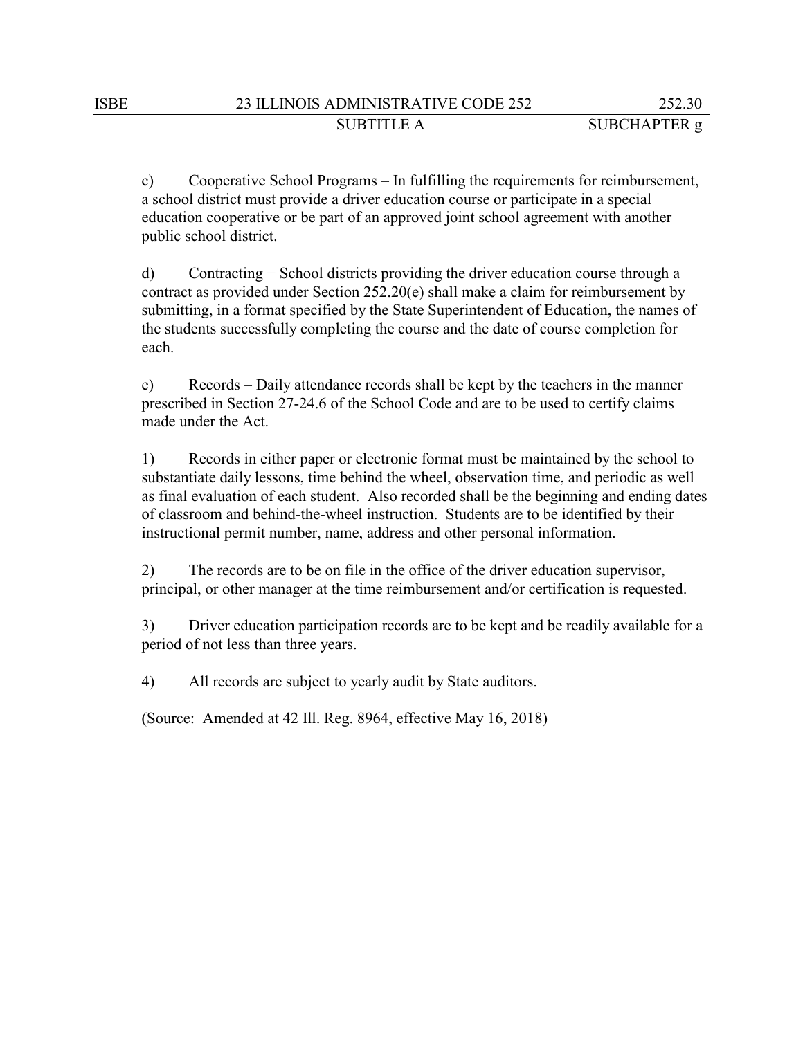c) Cooperative School Programs – In fulfilling the requirements for reimbursement, a school district must provide a driver education course or participate in a special education cooperative or be part of an approved joint school agreement with another public school district.

d) Contracting − School districts providing the driver education course through a contract as provided under Section 252.20(e) shall make a claim for reimbursement by submitting, in a format specified by the State Superintendent of Education, the names of the students successfully completing the course and the date of course completion for each.

e) Records – Daily attendance records shall be kept by the teachers in the manner prescribed in Section 27-24.6 of the School Code and are to be used to certify claims made under the Act.

1) Records in either paper or electronic format must be maintained by the school to substantiate daily lessons, time behind the wheel, observation time, and periodic as well as final evaluation of each student. Also recorded shall be the beginning and ending dates of classroom and behind-the-wheel instruction. Students are to be identified by their instructional permit number, name, address and other personal information.

2) The records are to be on file in the office of the driver education supervisor, principal, or other manager at the time reimbursement and/or certification is requested.

3) Driver education participation records are to be kept and be readily available for a period of not less than three years.

4) All records are subject to yearly audit by State auditors.

(Source: Amended at 42 Ill. Reg. 8964, effective May 16, 2018)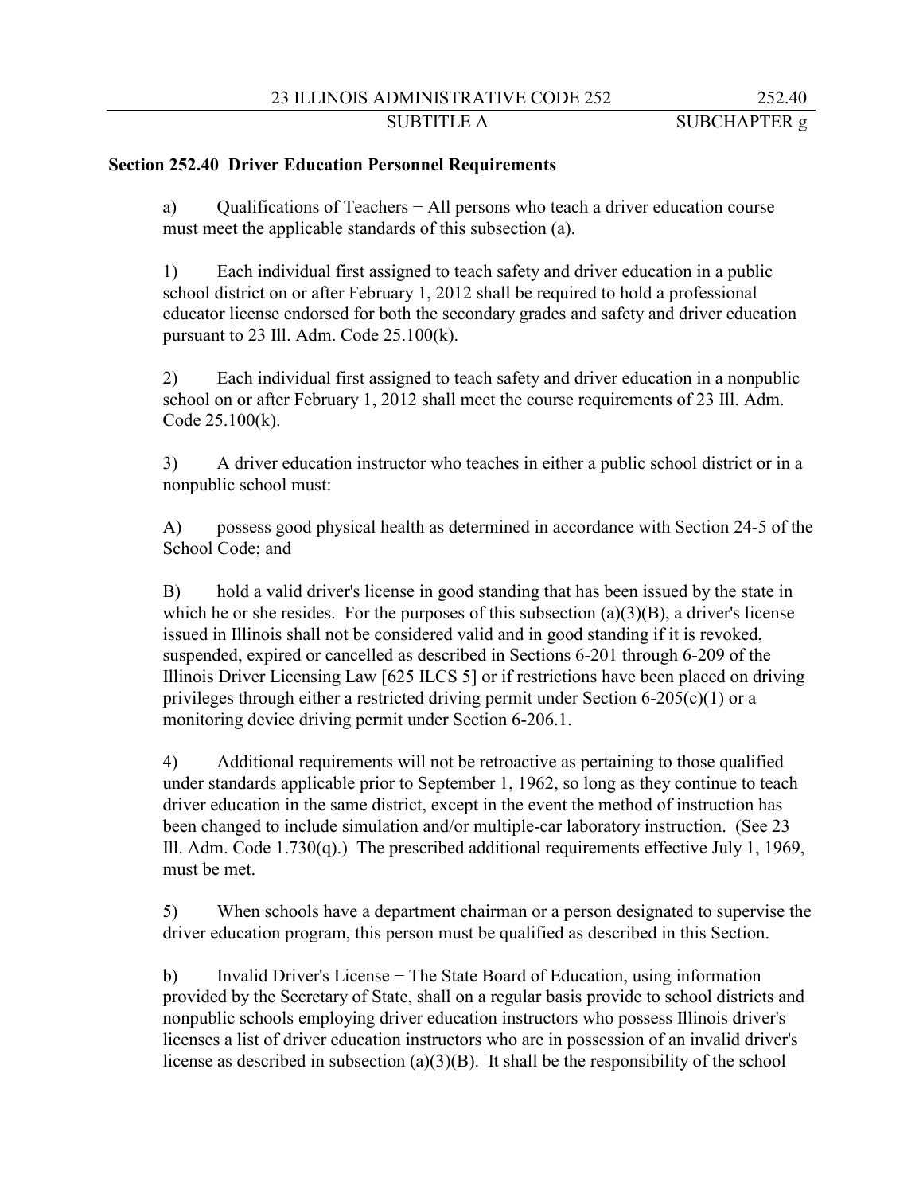**Section 252.40 Driver Education Personnel Requirements**

a) Qualifications of Teachers − All persons who teach a driver education course must meet the applicable standards of this subsection (a).

1) Each individual first assigned to teach safety and driver education in a public school district on or after February 1, 2012 shall be required to hold a professional educator license endorsed for both the secondary grades and safety and driver education pursuant to 23 Ill. Adm. Code 25.100(k).

2) Each individual first assigned to teach safety and driver education in a nonpublic school on or after February 1, 2012 shall meet the course requirements of 23 Ill. Adm. Code 25.100(k).

3) A driver education instructor who teaches in either a public school district or in a nonpublic school must:

A) possess good physical health as determined in accordance with Section 24-5 of the School Code; and

B) hold a valid driver's license in good standing that has been issued by the state in which he or she resides. For the purposes of this subsection (a)(3)(B), a driver's license issued in Illinois shall not be considered valid and in good standing if it is revoked, suspended, expired or cancelled as described in Sections 6-201 through 6-209 of the Illinois Driver Licensing Law [625 ILCS 5] or if restrictions have been placed on driving privileges through either a restricted driving permit under Section 6-205(c)(1) or a monitoring device driving permit under Section 6-206.1.

4) Additional requirements will not be retroactive as pertaining to those qualified under standards applicable prior to September 1, 1962, so long as they continue to teach driver education in the same district, except in the event the method of instruction has been changed to include simulation and/or multiple-car laboratory instruction. (See 23 Ill. Adm. Code 1.730(q).) The prescribed additional requirements effective July 1, 1969, must be met.

5) When schools have a department chairman or a person designated to supervise the driver education program, this person must be qualified as described in this Section.

b) Invalid Driver's License − The State Board of Education, using information provided by the Secretary of State, shall on a regular basis provide to school districts and nonpublic schools employing driver education instructors who possess Illinois driver's licenses a list of driver education instructors who are in possession of an invalid driver's license as described in subsection (a)(3)(B). It shall be the responsibility of the school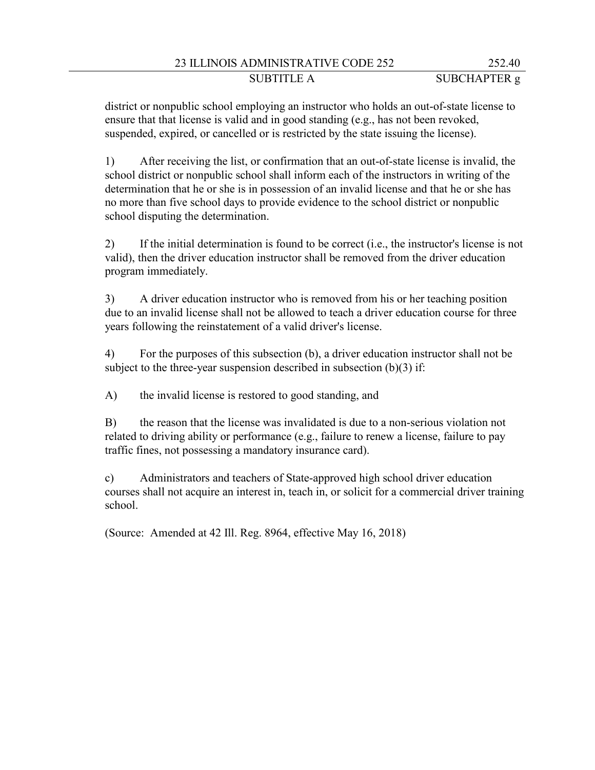district or nonpublic school employing an instructor who holds an out-of-state license to ensure that that license is valid and in good standing (e.g., has not been revoked, suspended, expired, or cancelled or is restricted by the state issuing the license).

1) After receiving the list, or confirmation that an out-of-state license is invalid, the school district or nonpublic school shall inform each of the instructors in writing of the determination that he or she is in possession of an invalid license and that he or she has no more than five school days to provide evidence to the school district or nonpublic school disputing the determination.

2) If the initial determination is found to be correct (i.e., the instructor's license is not valid), then the driver education instructor shall be removed from the driver education program immediately.

3) A driver education instructor who is removed from his or her teaching position due to an invalid license shall not be allowed to teach a driver education course for three years following the reinstatement of a valid driver's license.

4) For the purposes of this subsection (b), a driver education instructor shall not be subject to the three-year suspension described in subsection (b)(3) if:

A) the invalid license is restored to good standing, and

B) the reason that the license was invalidated is due to a non-serious violation not related to driving ability or performance (e.g., failure to renew a license, failure to pay traffic fines, not possessing a mandatory insurance card).

c) Administrators and teachers of State-approved high school driver education courses shall not acquire an interest in, teach in, or solicit for a commercial driver training school.

(Source: Amended at 42 Ill. Reg. 8964, effective May 16, 2018)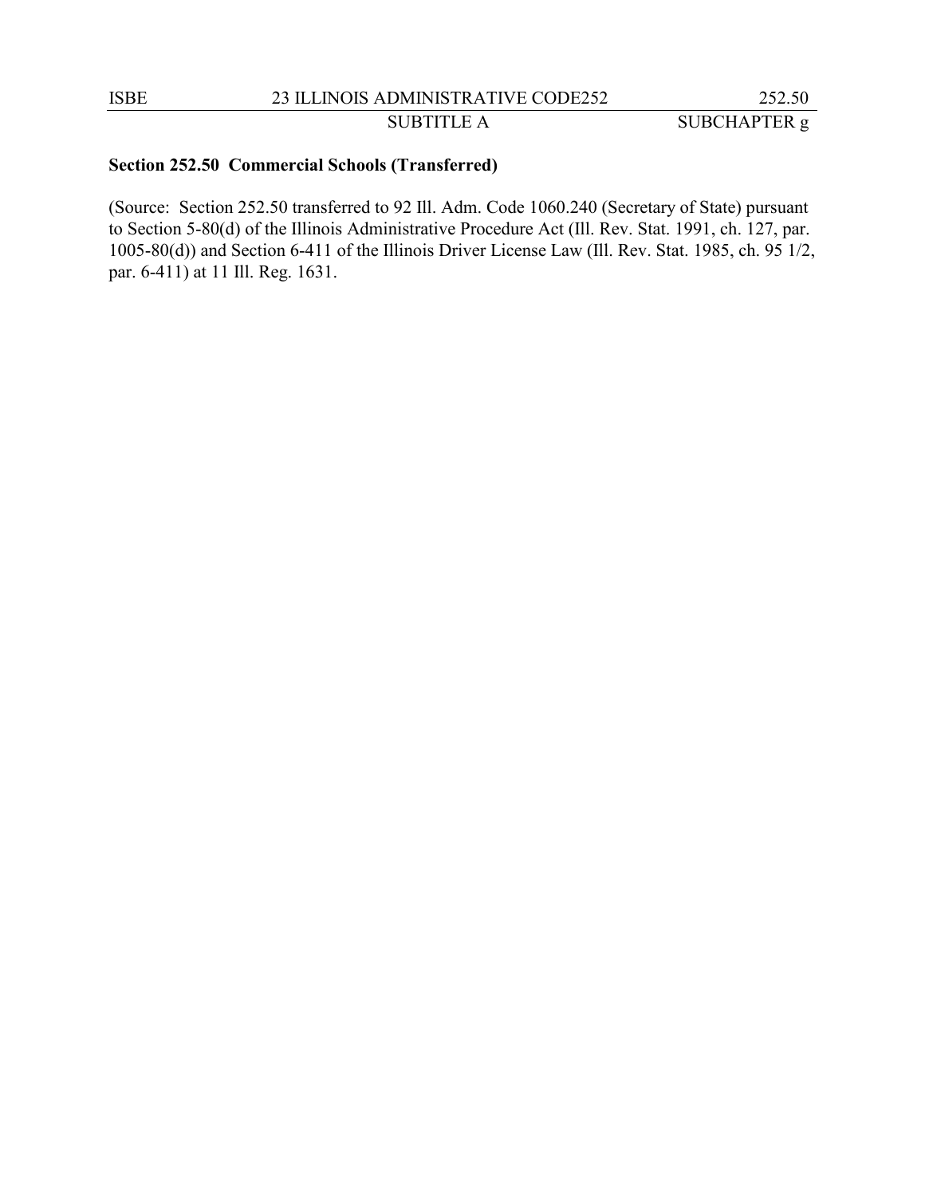**Section 252.50 Commercial Schools (Transferred)**

(Source: Section 252.50 transferred to 92 Ill. Adm. Code 1060.240 (Secretary of State) pursuant to Section 5-80(d) of the Illinois Administrative Procedure Act (Ill. Rev. Stat. 1991, ch. 127, par. 1005-80(d)) and Section 6-411 of the Illinois Driver License Law (Ill. Rev. Stat. 1985, ch. 95 1/2, par. 6-411) at 11 Ill. Reg. 1631.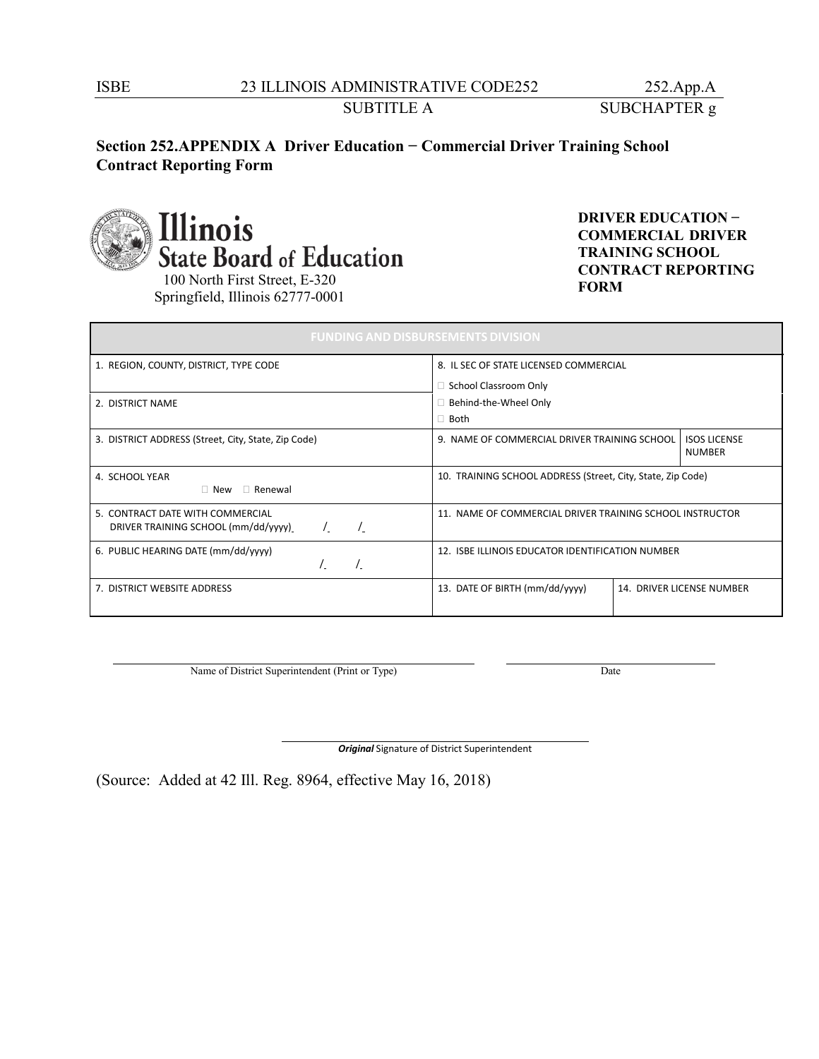**Section 252.APPENDIX A Driver Education − Commercial Driver Training School Contract Reporting Form**

**Illinois State Board of Education**
100 North First Street, E-320
Springfield, Illinois 62777-0001

**DRIVER EDUCATION − COMMERCIAL DRIVER TRAINING SCHOOL CONTRACT REPORTING FORM**

| FUNDING AND DISBURSEMENTS DIVISION | | |
|---|---|---|
| 1. REGION, COUNTY, DISTRICT, TYPE CODE | 8. IL SEC OF STATE LICENSED COMMERCIAL<br>☐ School Classroom Only<br>☐ Behind-the-Wheel Only<br>☐ Both | |
| 2. DISTRICT NAME | | |
| 3. DISTRICT ADDRESS (Street, City, State, Zip Code) | 9. NAME OF COMMERCIAL DRIVER TRAINING SCHOOL | ISOS LICENSE NUMBER |
| 4. SCHOOL YEAR<br>☐ New ☐ Renewal | 10. TRAINING SCHOOL ADDRESS (Street, City, State, Zip Code) | |
| 5. CONTRACT DATE WITH COMMERCIAL DRIVER TRAINING SCHOOL (mm/dd/yyyy) / / | 11. NAME OF COMMERCIAL DRIVER TRAINING SCHOOL INSTRUCTOR | |
| 6. PUBLIC HEARING DATE (mm/dd/yyyy) / / | 12. ISBE ILLINOIS EDUCATOR IDENTIFICATION NUMBER | |
| 7. DISTRICT WEBSITE ADDRESS | 13. DATE OF BIRTH (mm/dd/yyyy) | 14. DRIVER LICENSE NUMBER |

Name of District Superintendent (Print or Type) ____________________ Date ____________

____________________
***Original*** Signature of District Superintendent

(Source: Added at 42 Ill. Reg. 8964, effective May 16, 2018)